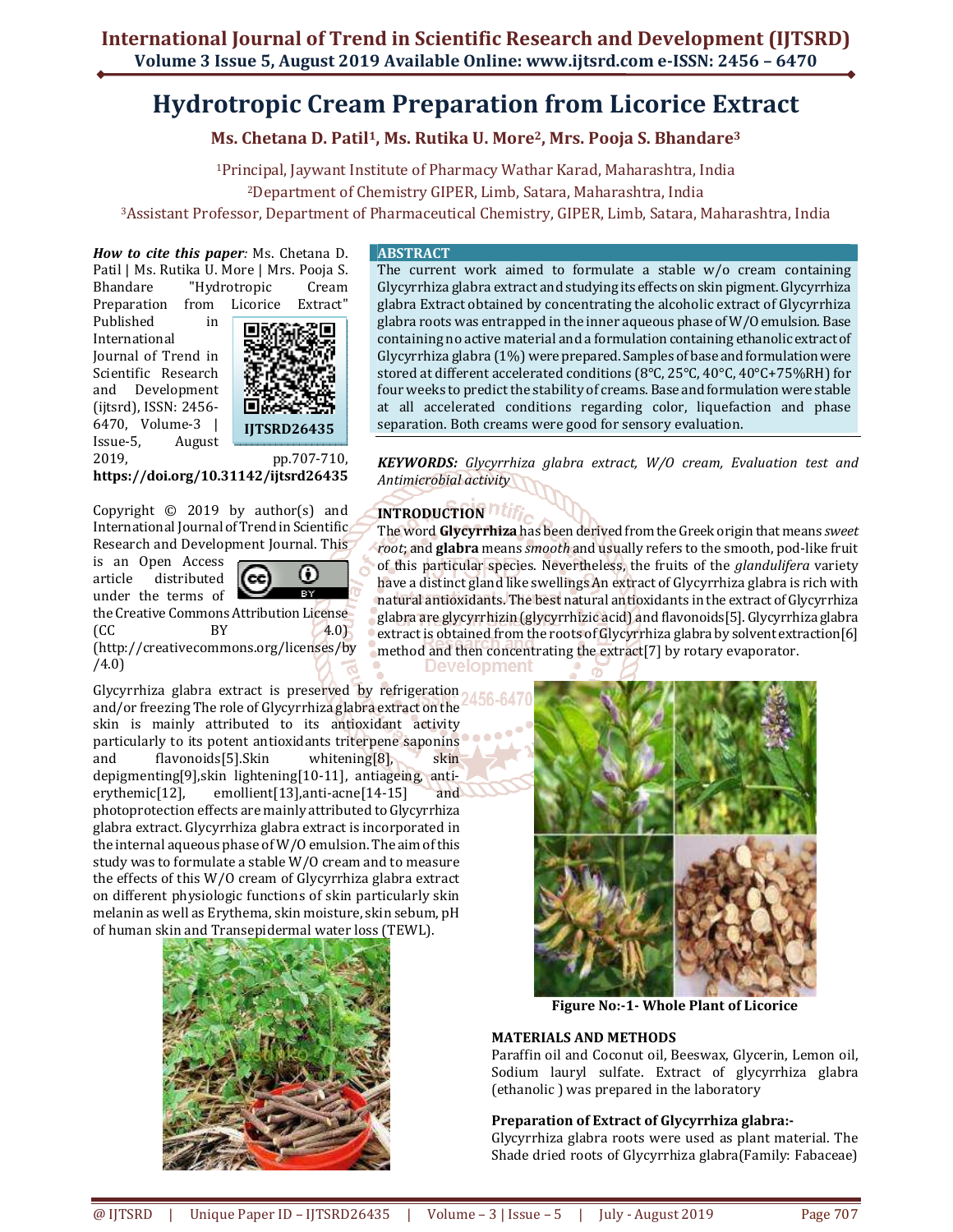# Hydrotropic Cream Preparation from Licorice Extract

**Ms. Chetana D. Patil[1], Ms. Rutika U. More[2], Mrs. Pooja S. Bhandare[3]**

[1]Principal, Jaywant Institute of Pharmacy Wathar Karad, Maharashtra, India
[2]Department of Chemistry GIPER, Limb, Satara, Maharashtra, India
[3]Assistant Professor, Department of Pharmaceutical Chemistry, GIPER, Limb, Satara, Maharashtra, India

***How to cite this paper:*** Ms. Chetana D. Patil | Ms. Rutika U. More | Mrs. Pooja S. Bhandare "Hydrotropic Cream Preparation from Licorice Extract" Published in International Journal of Trend in Scientific Research and Development (ijtsrd), ISSN: 2456-6470, Volume-3 | Issue-5, August 2019, pp.707-710, **https://doi.org/10.31142/ijtsrd26435**

**IJTSRD26435**

Copyright © 2019 by author(s) and International Journal of Trend in Scientific Research and Development Journal. This is an Open Access article distributed under the terms of the Creative Commons Attribution License (CC BY 4.0) (http://creativecommons.org/licenses/by/4.0)

## ABSTRACT

The current work aimed to formulate a stable w/o cream containing Glycyrrhiza glabra extract and studying its effects on skin pigment. Glycyrrhiza glabra Extract obtained by concentrating the alcoholic extract of Glycyrrhiza glabra roots was entrapped in the inner aqueous phase of W/O emulsion. Base containing no active material and a formulation containing ethanolic extract of Glycyrrhiza glabra (1%) were prepared. Samples of base and formulation were stored at different accelerated conditions (8°C, 25°C, 40°C, 40°C+75%RH) for four weeks to predict the stability of creams. Base and formulation were stable at all accelerated conditions regarding color, liquefaction and phase separation. Both creams were good for sensory evaluation.

***KEYWORDS:*** *Glycyrrhiza glabra extract, W/O cream, Evaluation test and Antimicrobial activity*

## INTRODUCTION

The word **Glycyrrhiza** has been derived from the Greek origin that means *sweet root*; and **glabra** means *smooth* and usually refers to the smooth, pod-like fruit of this particular species. Nevertheless, the fruits of the *glandulifera* variety have a distinct gland like swellings An extract of Glycyrrhiza glabra is rich with natural antioxidants. The best natural antioxidants in the extract of Glycyrrhiza glabra are glycyrrhizin (glycyrrhizic acid) and flavonoids[5]. Glycyrrhiza glabra extract is obtained from the roots of Glycyrrhiza glabra by solvent extraction[6] method and then concentrating the extract[7] by rotary evaporator.

Glycyrrhiza glabra extract is preserved by refrigeration and/or freezing The role of Glycyrrhiza glabra extract on the skin is mainly attributed to its antioxidant activity particularly to its potent antioxidants triterpene saponins and flavonoids[5].Skin whitening[8], skin depigmenting[9],skin lightening[10-11], antiageing, anti-erythemic[12], emollient[13],anti-acne[14-15] and photoprotection effects are mainly attributed to Glycyrrhiza glabra extract. Glycyrrhiza glabra extract is incorporated in the internal aqueous phase of W/O emulsion. The aim of this study was to formulate a stable W/O cream and to measure the effects of this W/O cream of Glycyrrhiza glabra extract on different physiologic functions of skin particularly skin melanin as well as Erythema, skin moisture, skin sebum, pH of human skin and Transepidermal water loss (TEWL).

**Figure No:-1- Whole Plant of Licorice**

## MATERIALS AND METHODS

Paraffin oil and Coconut oil, Beeswax, Glycerin, Lemon oil, Sodium lauryl sulfate. Extract of glycyrrhiza glabra (ethanolic ) was prepared in the laboratory

### Preparation of Extract of Glycyrrhiza glabra:-

Glycyrrhiza glabra roots were used as plant material. The Shade dried roots of Glycyrrhiza glabra(Family: Fabaceae)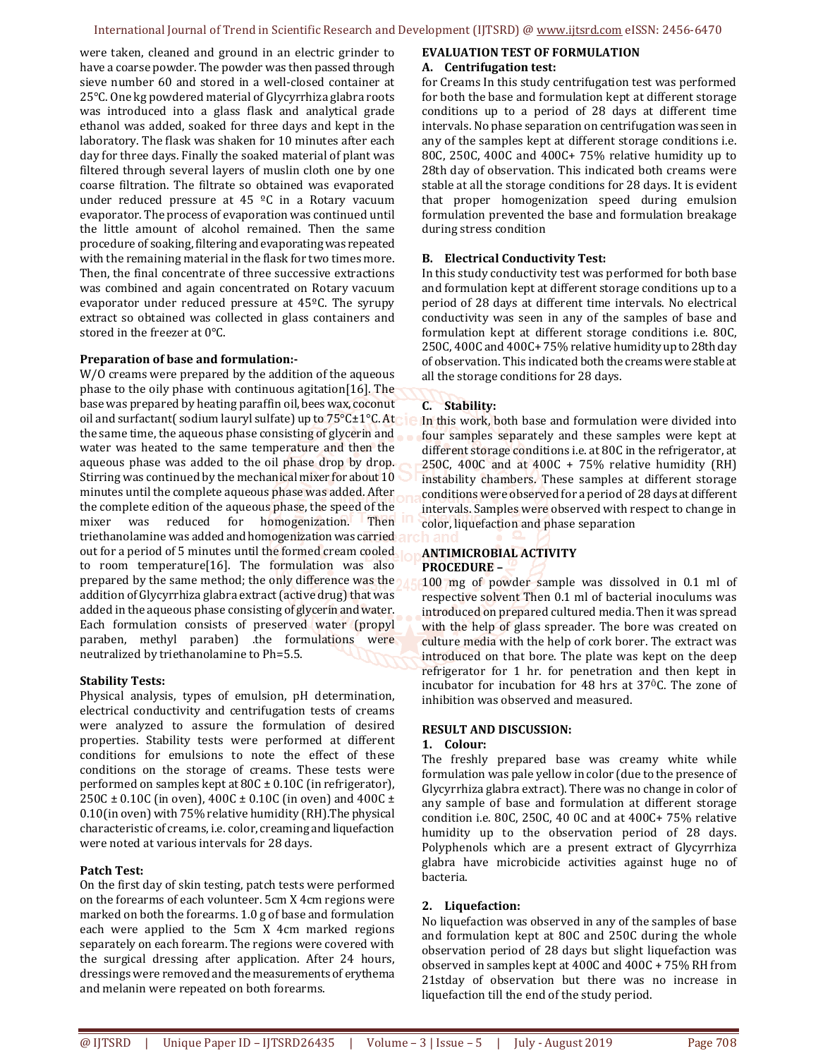were taken, cleaned and ground in an electric grinder to have a coarse powder. The powder was then passed through sieve number 60 and stored in a well-closed container at 25°C. One kg powdered material of Glycyrrhiza glabra roots was introduced into a glass flask and analytical grade ethanol was added, soaked for three days and kept in the laboratory. The flask was shaken for 10 minutes after each day for three days. Finally the soaked material of plant was filtered through several layers of muslin cloth one by one coarse filtration. The filtrate so obtained was evaporated under reduced pressure at 45 ºC in a Rotary vacuum evaporator. The process of evaporation was continued until the little amount of alcohol remained. Then the same procedure of soaking, filtering and evaporating was repeated with the remaining material in the flask for two times more. Then, the final concentrate of three successive extractions was combined and again concentrated on Rotary vacuum evaporator under reduced pressure at 45ºC. The syrupy extract so obtained was collected in glass containers and stored in the freezer at 0°C.

**Preparation of base and formulation:-**

W/O creams were prepared by the addition of the aqueous phase to the oily phase with continuous agitation[16]. The base was prepared by heating paraffin oil, bees wax, coconut oil and surfactant( sodium lauryl sulfate) up to 75°C±1°C. At the same time, the aqueous phase consisting of glycerin and water was heated to the same temperature and then the aqueous phase was added to the oil phase drop by drop. Stirring was continued by the mechanical mixer for about 10 minutes until the complete aqueous phase was added. After the complete edition of the aqueous phase, the speed of the mixer was reduced for homogenization. Then triethanolamine was added and homogenization was carried out for a period of 5 minutes until the formed cream cooled to room temperature[16]. The formulation was also prepared by the same method; the only difference was the addition of Glycyrrhiza glabra extract (active drug) that was added in the aqueous phase consisting of glycerin and water. Each formulation consists of preserved water (propyl paraben, methyl paraben) .the formulations were neutralized by triethanolamine to Ph=5.5.

**Stability Tests:**

Physical analysis, types of emulsion, pH determination, electrical conductivity and centrifugation tests of creams were analyzed to assure the formulation of desired properties. Stability tests were performed at different conditions for emulsions to note the effect of these conditions on the storage of creams. These tests were performed on samples kept at 80C ± 0.10C (in refrigerator), 250C ± 0.10C (in oven), 400C ± 0.10C (in oven) and 400C ± 0.10(in oven) with 75% relative humidity (RH).The physical characteristic of creams, i.e. color, creaming and liquefaction were noted at various intervals for 28 days.

**Patch Test:**

On the first day of skin testing, patch tests were performed on the forearms of each volunteer. 5cm X 4cm regions were marked on both the forearms. 1.0 g of base and formulation each were applied to the 5cm X 4cm marked regions separately on each forearm. The regions were covered with the surgical dressing after application. After 24 hours, dressings were removed and the measurements of erythema and melanin were repeated on both forearms.

**EVALUATION TEST OF FORMULATION**

**A. Centrifugation test:**

for Creams In this study centrifugation test was performed for both the base and formulation kept at different storage conditions up to a period of 28 days at different time intervals. No phase separation on centrifugation was seen in any of the samples kept at different storage conditions i.e. 80C, 250C, 400C and 400C+ 75% relative humidity up to 28th day of observation. This indicated both creams were stable at all the storage conditions for 28 days. It is evident that proper homogenization speed during emulsion formulation prevented the base and formulation breakage during stress condition

**B. Electrical Conductivity Test:**

In this study conductivity test was performed for both base and formulation kept at different storage conditions up to a period of 28 days at different time intervals. No electrical conductivity was seen in any of the samples of base and formulation kept at different storage conditions i.e. 80C, 250C, 400C and 400C+ 75% relative humidity up to 28th day of observation. This indicated both the creams were stable at all the storage conditions for 28 days.

**C. Stability:**

In this work, both base and formulation were divided into four samples separately and these samples were kept at different storage conditions i.e. at 80C in the refrigerator, at 250C, 400C and at 400C + 75% relative humidity (RH) instability chambers. These samples at different storage conditions were observed for a period of 28 days at different intervals. Samples were observed with respect to change in color, liquefaction and phase separation

**ANTIMICROBIAL ACTIVITY PROCEDURE –**

100 mg of powder sample was dissolved in 0.1 ml of respective solvent Then 0.1 ml of bacterial inoculums was introduced on prepared cultured media. Then it was spread with the help of glass spreader. The bore was created on culture media with the help of cork borer. The extract was introduced on that bore. The plate was kept on the deep refrigerator for 1 hr. for penetration and then kept in incubator for incubation for 48 hrs at 37$^{0}$C. The zone of inhibition was observed and measured.

**RESULT AND DISCUSSION:**

**1. Colour:**

The freshly prepared base was creamy white while formulation was pale yellow in color (due to the presence of Glycyrrhiza glabra extract). There was no change in color of any sample of base and formulation at different storage condition i.e. 80C, 250C, 40 0C and at 400C+ 75% relative humidity up to the observation period of 28 days. Polyphenols which are a present extract of Glycyrrhiza glabra have microbicide activities against huge no of bacteria.

**2. Liquefaction:**

No liquefaction was observed in any of the samples of base and formulation kept at 80C and 250C during the whole observation period of 28 days but slight liquefaction was observed in samples kept at 400C and 400C + 75% RH from 21stday of observation but there was no increase in liquefaction till the end of the study period.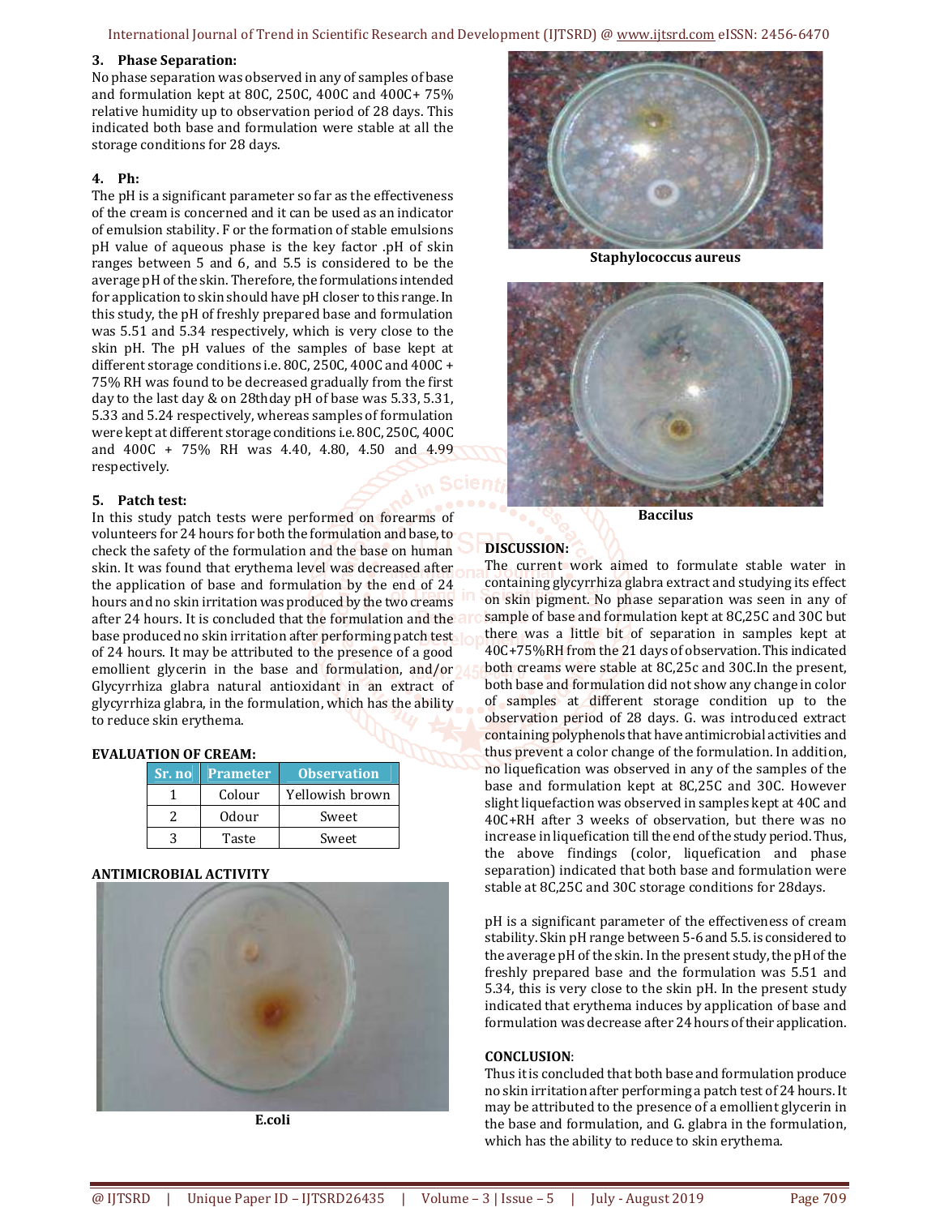**3. Phase Separation:**

No phase separation was observed in any of samples of base and formulation kept at 80C, 250C, 400C and 400C+ 75% relative humidity up to observation period of 28 days. This indicated both base and formulation were stable at all the storage conditions for 28 days.

**4. Ph:**

The pH is a significant parameter so far as the effectiveness of the cream is concerned and it can be used as an indicator of emulsion stability. F or the formation of stable emulsions pH value of aqueous phase is the key factor .pH of skin ranges between 5 and 6, and 5.5 is considered to be the average pH of the skin. Therefore, the formulations intended for application to skin should have pH closer to this range. In this study, the pH of freshly prepared base and formulation was 5.51 and 5.34 respectively, which is very close to the skin pH. The pH values of the samples of base kept at different storage conditions i.e. 80C, 250C, 400C and 400C + 75% RH was found to be decreased gradually from the first day to the last day & on 28thday pH of base was 5.33, 5.31, 5.33 and 5.24 respectively, whereas samples of formulation were kept at different storage conditions i.e. 80C, 250C, 400C and 400C + 75% RH was 4.40, 4.80, 4.50 and 4.99 respectively.

**5. Patch test:**

In this study patch tests were performed on forearms of volunteers for 24 hours for both the formulation and base, to check the safety of the formulation and the base on human skin. It was found that erythema level was decreased after the application of base and formulation by the end of 24 hours and no skin irritation was produced by the two creams after 24 hours. It is concluded that the formulation and the base produced no skin irritation after performing patch test of 24 hours. It may be attributed to the presence of a good emollient glycerin in the base and formulation, and/or Glycyrrhiza glabra natural antioxidant in an extract of glycyrrhiza glabra, in the formulation, which has the ability to reduce skin erythema.

**EVALUATION OF CREAM:**

| Sr. no | Prameter | Observation |
|---|---|---|
| 1 | Colour | Yellowish brown |
| 2 | Odour | Sweet |
| 3 | Taste | Sweet |

**ANTIMICROBIAL ACTIVITY**

**E.coli**

**Staphylococcus aureus**

**Baccilus**

**DISCUSSION:**

The current work aimed to formulate stable water in containing glycyrrhiza glabra extract and studying its effect on skin pigment. No phase separation was seen in any of sample of base and formulation kept at 8C,25C and 30C but there was a little bit of separation in samples kept at 40C+75%RH from the 21 days of observation. This indicated both creams were stable at 8C,25c and 30C.In the present, both base and formulation did not show any change in color of samples at different storage condition up to the observation period of 28 days. G. was introduced extract containing polyphenols that have antimicrobial activities and thus prevent a color change of the formulation. In addition, no liquefication was observed in any of the samples of the base and formulation kept at 8C,25C and 30C. However slight liquefaction was observed in samples kept at 40C and 40C+RH after 3 weeks of observation, but there was no increase in liquefication till the end of the study period. Thus, the above findings (color, liquefication and phase separation) indicated that both base and formulation were stable at 8C,25C and 30C storage conditions for 28days.

pH is a significant parameter of the effectiveness of cream stability. Skin pH range between 5-6 and 5.5. is considered to the average pH of the skin. In the present study, the pH of the freshly prepared base and the formulation was 5.51 and 5.34, this is very close to the skin pH. In the present study indicated that erythema induces by application of base and formulation was decrease after 24 hours of their application.

**CONCLUSION**:

Thus it is concluded that both base and formulation produce no skin irritation after performing a patch test of 24 hours. It may be attributed to the presence of a emollient glycerin in the base and formulation, and G. glabra in the formulation, which has the ability to reduce to skin erythema.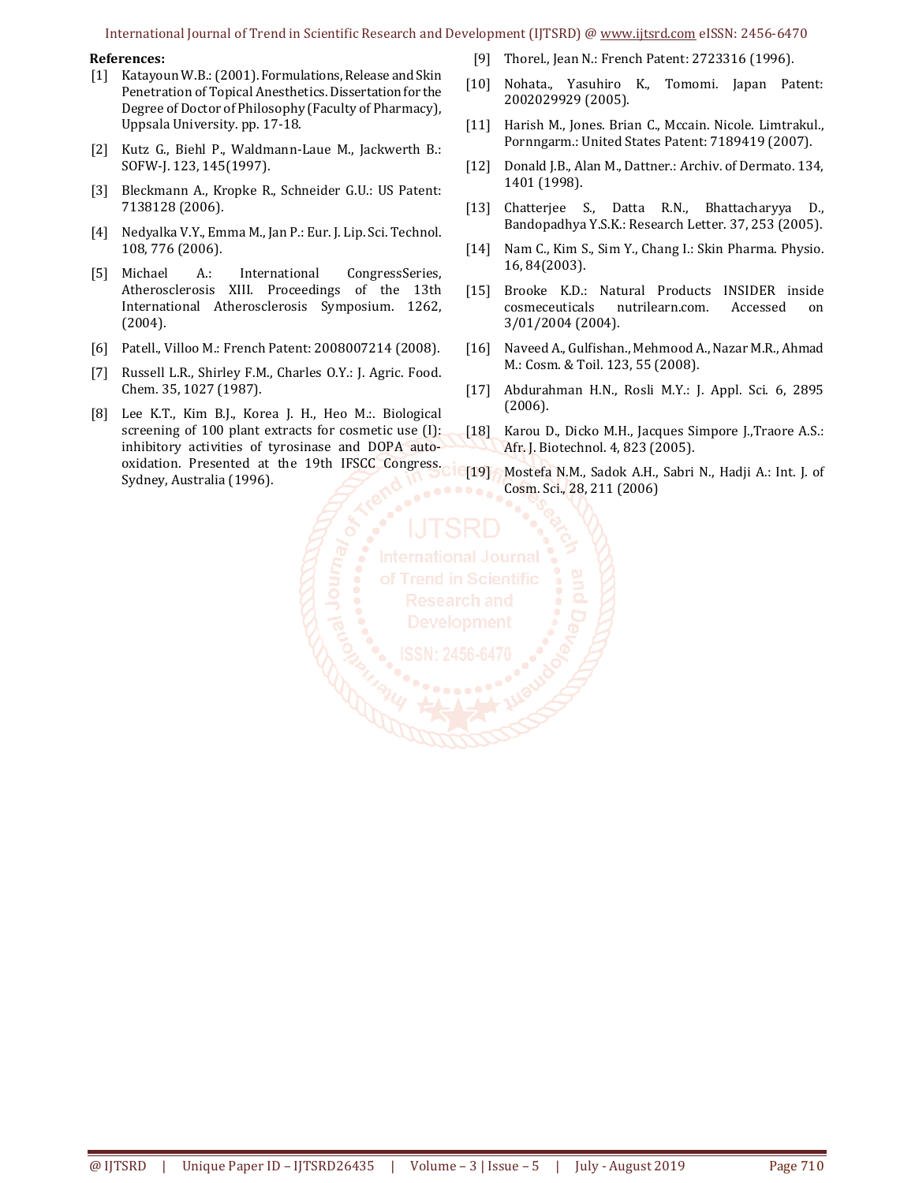**References:**

[1] Katayoun W.B.: (2001). Formulations, Release and Skin Penetration of Topical Anesthetics. Dissertation for the Degree of Doctor of Philosophy (Faculty of Pharmacy), Uppsala University. pp. 17-18.

[2] Kutz G., Biehl P., Waldmann-Laue M., Jackwerth B.: SOFW-J. 123, 145(1997).

[3] Bleckmann A., Kropke R., Schneider G.U.: US Patent: 7138128 (2006).

[4] Nedyalka V.Y., Emma M., Jan P.: Eur. J. Lip. Sci. Technol. 108, 776 (2006).

[5] Michael A.: International CongressSeries, Atherosclerosis XIII. Proceedings of the 13th International Atherosclerosis Symposium. 1262, (2004).

[6] Patell., Villoo M.: French Patent: 2008007214 (2008).

[7] Russell L.R., Shirley F.M., Charles O.Y.: J. Agric. Food. Chem. 35, 1027 (1987).

[8] Lee K.T., Kim B.J., Korea J. H., Heo M.:. Biological screening of 100 plant extracts for cosmetic use (I): inhibitory activities of tyrosinase and DOPA auto-oxidation. Presented at the 19th IFSCC Congress. Sydney, Australia (1996).

[9] Thorel., Jean N.: French Patent: 2723316 (1996).

[10] Nohata., Yasuhiro K., Tomomi. Japan Patent: 2002029929 (2005).

[11] Harish M., Jones. Brian C., Mccain. Nicole. Limtrakul., Pornngarm.: United States Patent: 7189419 (2007).

[12] Donald J.B., Alan M., Dattner.: Archiv. of Dermato. 134, 1401 (1998).

[13] Chatterjee S., Datta R.N., Bhattacharyya D., Bandopadhya Y.S.K.: Research Letter. 37, 253 (2005).

[14] Nam C., Kim S., Sim Y., Chang I.: Skin Pharma. Physio. 16, 84(2003).

[15] Brooke K.D.: Natural Products INSIDER inside cosmeceuticals nutrilearn.com. Accessed on 3/01/2004 (2004).

[16] Naveed A., Gulfishan., Mehmood A., Nazar M.R., Ahmad M.: Cosm. & Toil. 123, 55 (2008).

[17] Abdurahman H.N., Rosli M.Y.: J. Appl. Sci. 6, 2895 (2006).

[18] Karou D., Dicko M.H., Jacques Simpore J.,Traore A.S.: Afr. J. Biotechnol. 4, 823 (2005).

[19] Mostefa N.M., Sadok A.H., Sabri N., Hadji A.: Int. J. of Cosm. Sci., 28, 211 (2006)